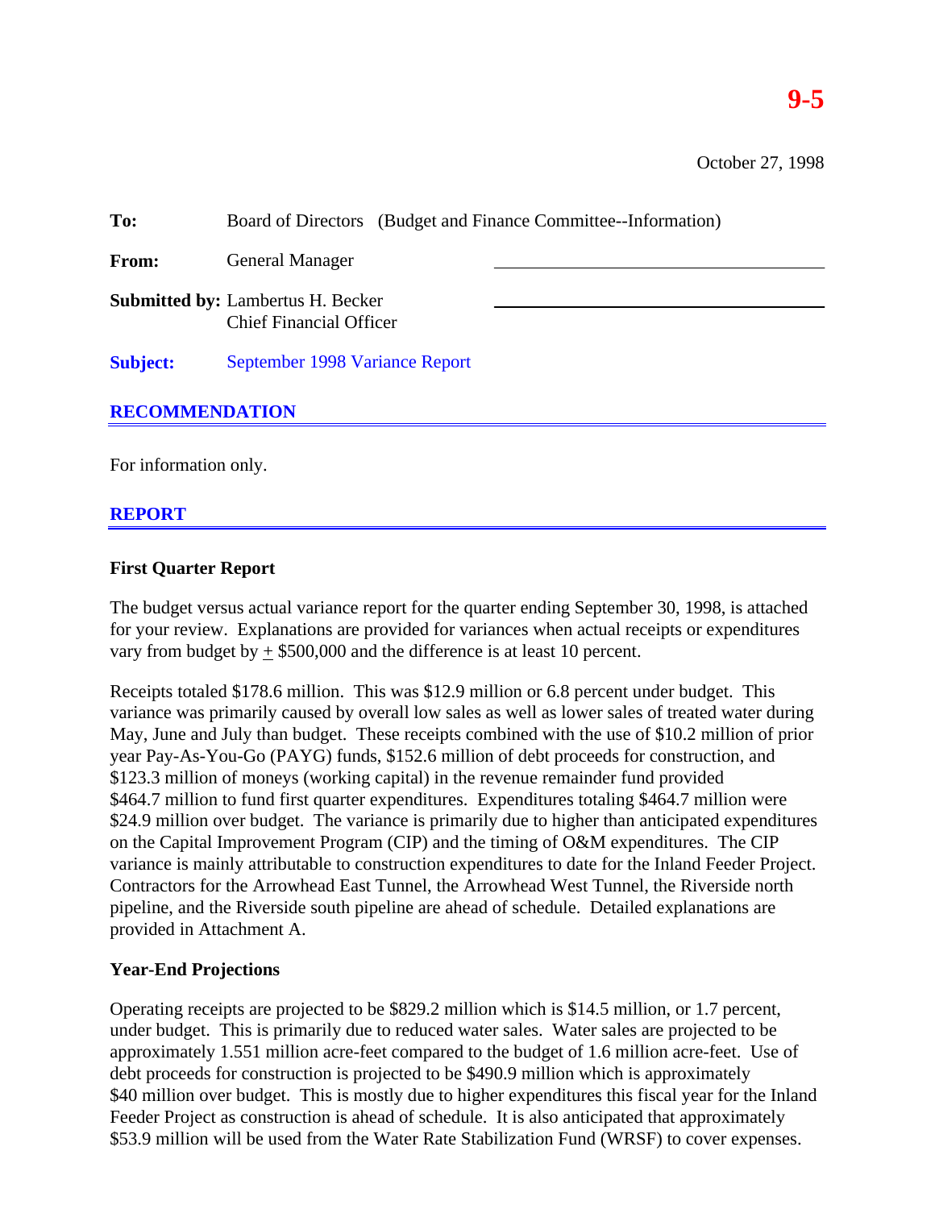**9-5**

October 27, 1998

**To:** Board of Directors (Budget and Finance Committee--Information)

**From:** General Manager

**Submitted by:** Lambertus H. Becker
Chief Financial Officer

**Subject:** September 1998 Variance Report

## RECOMMENDATION

For information only.

## REPORT

### First Quarter Report

The budget versus actual variance report for the quarter ending September 30, 1998, is attached for your review. Explanations are provided for variances when actual receipts or expenditures vary from budget by ± $500,000 and the difference is at least 10 percent.

Receipts totaled $178.6 million. This was $12.9 million or 6.8 percent under budget. This variance was primarily caused by overall low sales as well as lower sales of treated water during May, June and July than budget. These receipts combined with the use of $10.2 million of prior year Pay-As-You-Go (PAYG) funds, $152.6 million of debt proceeds for construction, and $123.3 million of moneys (working capital) in the revenue remainder fund provided $464.7 million to fund first quarter expenditures. Expenditures totaling $464.7 million were $24.9 million over budget. The variance is primarily due to higher than anticipated expenditures on the Capital Improvement Program (CIP) and the timing of O&M expenditures. The CIP variance is mainly attributable to construction expenditures to date for the Inland Feeder Project. Contractors for the Arrowhead East Tunnel, the Arrowhead West Tunnel, the Riverside north pipeline, and the Riverside south pipeline are ahead of schedule. Detailed explanations are provided in Attachment A.

### Year-End Projections

Operating receipts are projected to be $829.2 million which is $14.5 million, or 1.7 percent, under budget. This is primarily due to reduced water sales. Water sales are projected to be approximately 1.551 million acre-feet compared to the budget of 1.6 million acre-feet. Use of debt proceeds for construction is projected to be $490.9 million which is approximately $40 million over budget. This is mostly due to higher expenditures this fiscal year for the Inland Feeder Project as construction is ahead of schedule. It is also anticipated that approximately $53.9 million will be used from the Water Rate Stabilization Fund (WRSF) to cover expenses.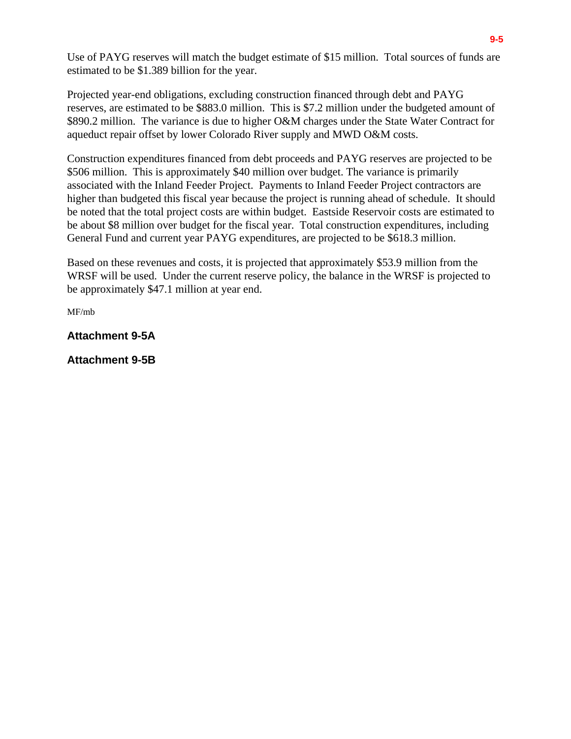Use of PAYG reserves will match the budget estimate of $15 million. Total sources of funds are estimated to be $1.389 billion for the year.

Projected year-end obligations, excluding construction financed through debt and PAYG reserves, are estimated to be $883.0 million. This is $7.2 million under the budgeted amount of $890.2 million. The variance is due to higher O&M charges under the State Water Contract for aqueduct repair offset by lower Colorado River supply and MWD O&M costs.

Construction expenditures financed from debt proceeds and PAYG reserves are projected to be $506 million. This is approximately $40 million over budget. The variance is primarily associated with the Inland Feeder Project. Payments to Inland Feeder Project contractors are higher than budgeted this fiscal year because the project is running ahead of schedule. It should be noted that the total project costs are within budget. Eastside Reservoir costs are estimated to be about $8 million over budget for the fiscal year. Total construction expenditures, including General Fund and current year PAYG expenditures, are projected to be $618.3 million.

Based on these revenues and costs, it is projected that approximately $53.9 million from the WRSF will be used. Under the current reserve policy, the balance in the WRSF is projected to be approximately $47.1 million at year end.

MF/mb

**Attachment 9-5A**

**Attachment 9-5B**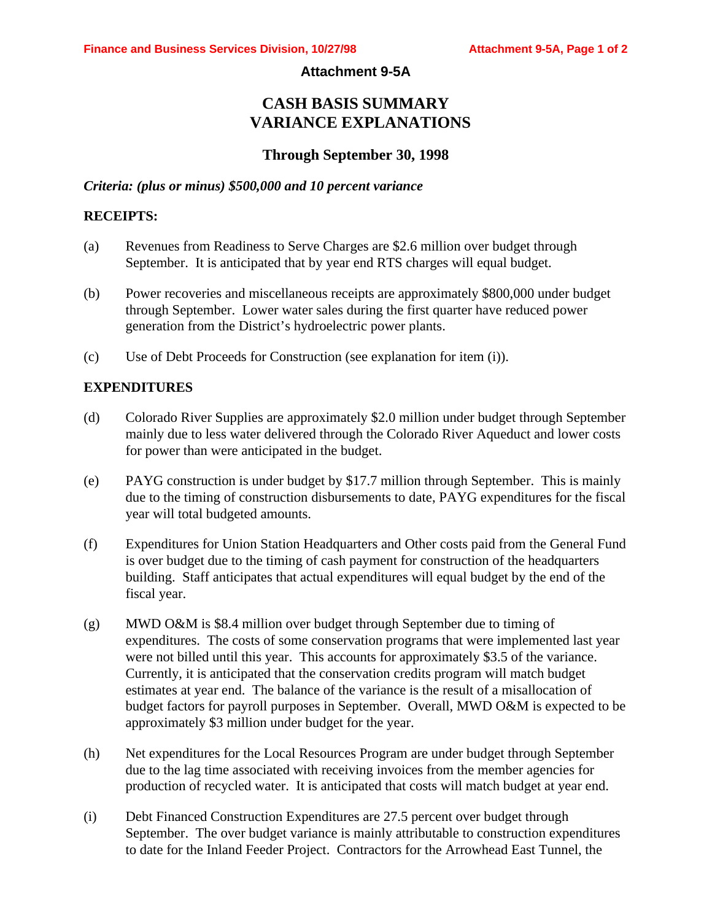# Attachment 9-5A

## CASH BASIS SUMMARY VARIANCE EXPLANATIONS

### Through September 30, 1998

*Criteria: (plus or minus) $500,000 and 10 percent variance*

**RECEIPTS:**

(a) Revenues from Readiness to Serve Charges are $2.6 million over budget through September. It is anticipated that by year end RTS charges will equal budget.

(b) Power recoveries and miscellaneous receipts are approximately $800,000 under budget through September. Lower water sales during the first quarter have reduced power generation from the District's hydroelectric power plants.

(c) Use of Debt Proceeds for Construction (see explanation for item (i)).

**EXPENDITURES**

(d) Colorado River Supplies are approximately $2.0 million under budget through September mainly due to less water delivered through the Colorado River Aqueduct and lower costs for power than were anticipated in the budget.

(e) PAYG construction is under budget by $17.7 million through September. This is mainly due to the timing of construction disbursements to date, PAYG expenditures for the fiscal year will total budgeted amounts.

(f) Expenditures for Union Station Headquarters and Other costs paid from the General Fund is over budget due to the timing of cash payment for construction of the headquarters building. Staff anticipates that actual expenditures will equal budget by the end of the fiscal year.

(g) MWD O&M is $8.4 million over budget through September due to timing of expenditures. The costs of some conservation programs that were implemented last year were not billed until this year. This accounts for approximately $3.5 of the variance. Currently, it is anticipated that the conservation credits program will match budget estimates at year end. The balance of the variance is the result of a misallocation of budget factors for payroll purposes in September. Overall, MWD O&M is expected to be approximately $3 million under budget for the year.

(h) Net expenditures for the Local Resources Program are under budget through September due to the lag time associated with receiving invoices from the member agencies for production of recycled water. It is anticipated that costs will match budget at year end.

(i) Debt Financed Construction Expenditures are 27.5 percent over budget through September. The over budget variance is mainly attributable to construction expenditures to date for the Inland Feeder Project. Contractors for the Arrowhead East Tunnel, the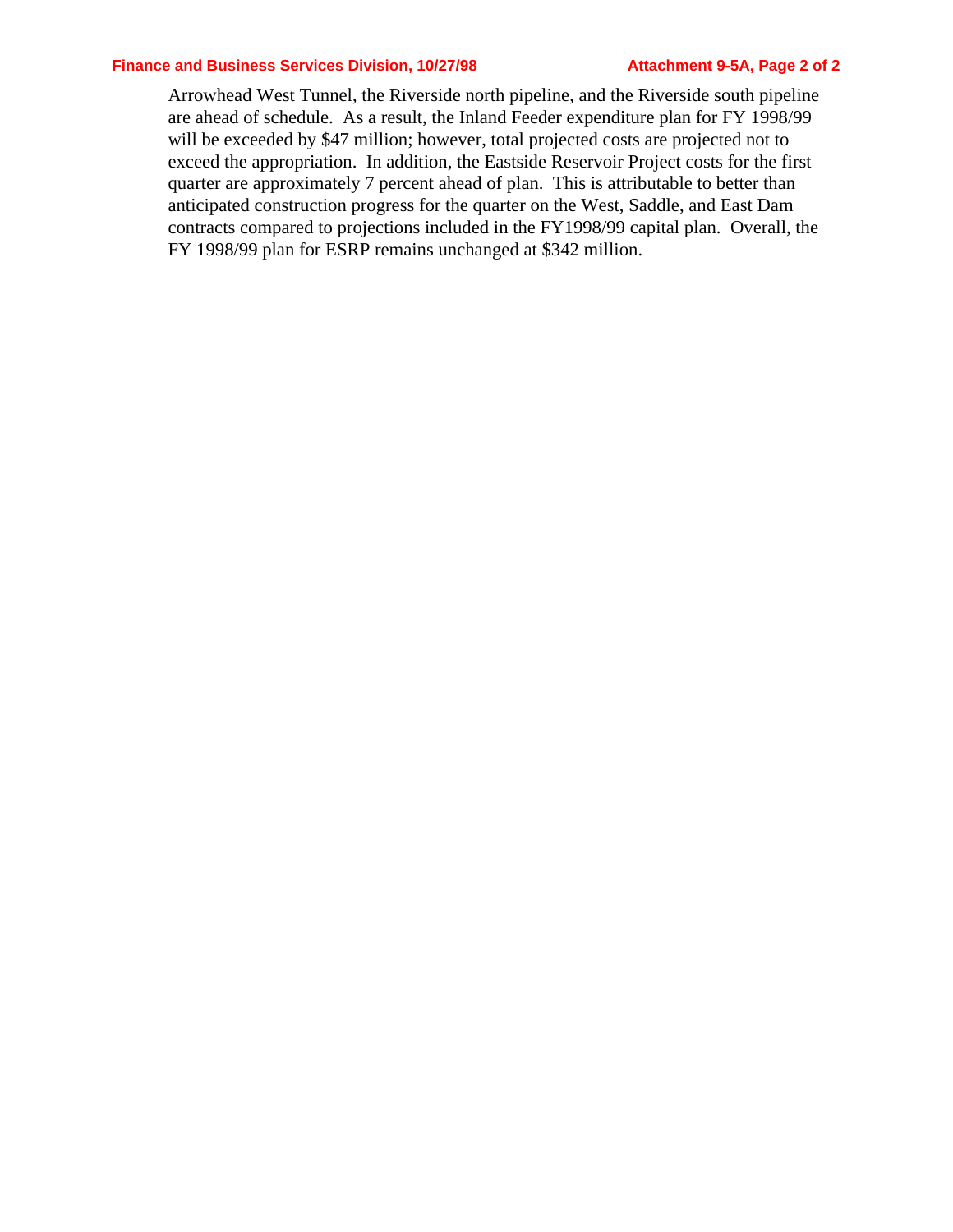Arrowhead West Tunnel, the Riverside north pipeline, and the Riverside south pipeline are ahead of schedule. As a result, the Inland Feeder expenditure plan for FY 1998/99 will be exceeded by $47 million; however, total projected costs are projected not to exceed the appropriation. In addition, the Eastside Reservoir Project costs for the first quarter are approximately 7 percent ahead of plan. This is attributable to better than anticipated construction progress for the quarter on the West, Saddle, and East Dam contracts compared to projections included in the FY1998/99 capital plan. Overall, the FY 1998/99 plan for ESRP remains unchanged at $342 million.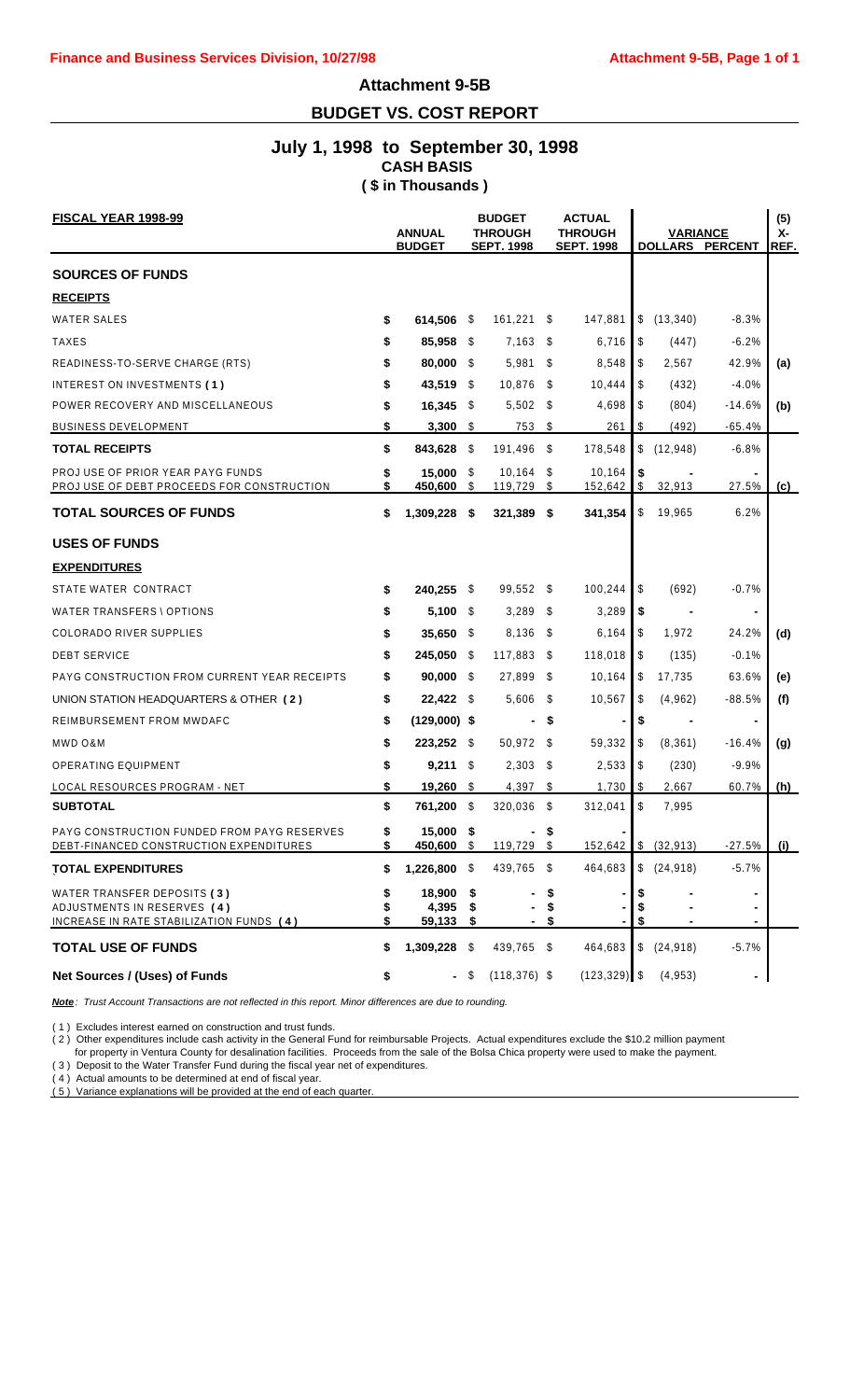**Finance and Business Services Division, 10/27/98** **Attachment 9-5B, Page 1 of 1**

# Attachment 9-5B

## BUDGET VS. COST REPORT

### July 1, 1998 to September 30, 1998

**CASH BASIS**

**( $ in Thousands )**

| FISCAL YEAR 1998-99 | ANNUAL BUDGET | BUDGET THROUGH SEPT. 1998 | ACTUAL THROUGH SEPT. 1998 | VARIANCE DOLLARS | VARIANCE PERCENT | (5) X-REF. |
|---|---|---|---|---|---|---|
| **SOURCES OF FUNDS** | | | | | | |
| **RECEIPTS** | | | | | | |
| WATER SALES | $ 614,506 | $ 161,221 | $ 147,881 | $ (13,340) | -8.3% | |
| TAXES | $ 85,958 | $ 7,163 | $ 6,716 | $ (447) | -6.2% | |
| READINESS-TO-SERVE CHARGE (RTS) | $ 80,000 | $ 5,981 | $ 8,548 | $ 2,567 | 42.9% | (a) |
| INTEREST ON INVESTMENTS (1) | $ 43,519 | $ 10,876 | $ 10,444 | $ (432) | -4.0% | |
| POWER RECOVERY AND MISCELLANEOUS | $ 16,345 | $ 5,502 | $ 4,698 | $ (804) | -14.6% | (b) |
| BUSINESS DEVELOPMENT | $ 3,300 | $ 753 | $ 261 | $ (492) | -65.4% | |
| **TOTAL RECEIPTS** | $ 843,628 | $ 191,496 | $ 178,548 | $ (12,948) | -6.8% | |
| PROJ USE OF PRIOR YEAR PAYG FUNDS | $ 15,000 | $ 10,164 | $ 10,164 | $ - | - | |
| PROJ USE OF DEBT PROCEEDS FOR CONSTRUCTION | $ 450,600 | $ 119,729 | $ 152,642 | $ 32,913 | 27.5% | (c) |
| **TOTAL SOURCES OF FUNDS** | $ 1,309,228 | $ 321,389 | $ 341,354 | $ 19,965 | 6.2% | |
| **USES OF FUNDS** | | | | | | |
| **EXPENDITURES** | | | | | | |
| STATE WATER CONTRACT | $ 240,255 | $ 99,552 | $ 100,244 | $ (692) | -0.7% | |
| WATER TRANSFERS \ OPTIONS | $ 5,100 | $ 3,289 | $ 3,289 | $ - | - | |
| COLORADO RIVER SUPPLIES | $ 35,650 | $ 8,136 | $ 6,164 | $ 1,972 | 24.2% | (d) |
| DEBT SERVICE | $ 245,050 | $ 117,883 | $ 118,018 | $ (135) | -0.1% | |
| PAYG CONSTRUCTION FROM CURRENT YEAR RECEIPTS | $ 90,000 | $ 27,899 | $ 10,164 | $ 17,735 | 63.6% | (e) |
| UNION STATION HEADQUARTERS & OTHER (2) | $ 22,422 | $ 5,606 | $ 10,567 | $ (4,962) | -88.5% | (f) |
| REIMBURSEMENT FROM MWDAFC | $ (129,000) | $ - | $ - | $ - | - | |
| MWD O&M | $ 223,252 | $ 50,972 | $ 59,332 | $ (8,361) | -16.4% | (g) |
| OPERATING EQUIPMENT | $ 9,211 | $ 2,303 | $ 2,533 | $ (230) | -9.9% | |
| LOCAL RESOURCES PROGRAM - NET | $ 19,260 | $ 4,397 | $ 1,730 | $ 2,667 | 60.7% | (h) |
| **SUBTOTAL** | $ 761,200 | $ 320,036 | $ 312,041 | $ 7,995 | | |
| PAYG CONSTRUCTION FUNDED FROM PAYG RESERVES | $ 15,000 | $ - | $ - | | | |
| DEBT-FINANCED CONSTRUCTION EXPENDITURES | $ 450,600 | $ 119,729 | $ 152,642 | $ (32,913) | -27.5% | (i) |
| **TOTAL EXPENDITURES** | $ 1,226,800 | $ 439,765 | $ 464,683 | $ (24,918) | -5.7% | |
| WATER TRANSFER DEPOSITS (3) | $ 18,900 | $ - | $ - | $ - | - | |
| ADJUSTMENTS IN RESERVES (4) | $ 4,395 | $ - | $ - | $ - | - | |
| INCREASE IN RATE STABILIZATION FUNDS (4) | $ 59,133 | $ - | $ - | $ - | - | |
| **TOTAL USE OF FUNDS** | $ 1,309,228 | $ 439,765 | $ 464,683 | $ (24,918) | -5.7% | |
| **Net Sources / (Uses) of Funds** | $ - | $ (118,376) | $ (123,329) | $ (4,953) | - | |

*Note: Trust Account Transactions are not reflected in this report. Minor differences are due to rounding.*

(1) Excludes interest earned on construction and trust funds.

(2) Other expenditures include cash activity in the General Fund for reimbursable Projects. Actual expenditures exclude the $10.2 million payment for property in Ventura County for desalination facilities. Proceeds from the sale of the Bolsa Chica property were used to make the payment.

(3) Deposit to the Water Transfer Fund during the fiscal year net of expenditures.

(4) Actual amounts to be determined at end of fiscal year.

(5) Variance explanations will be provided at the end of each quarter.